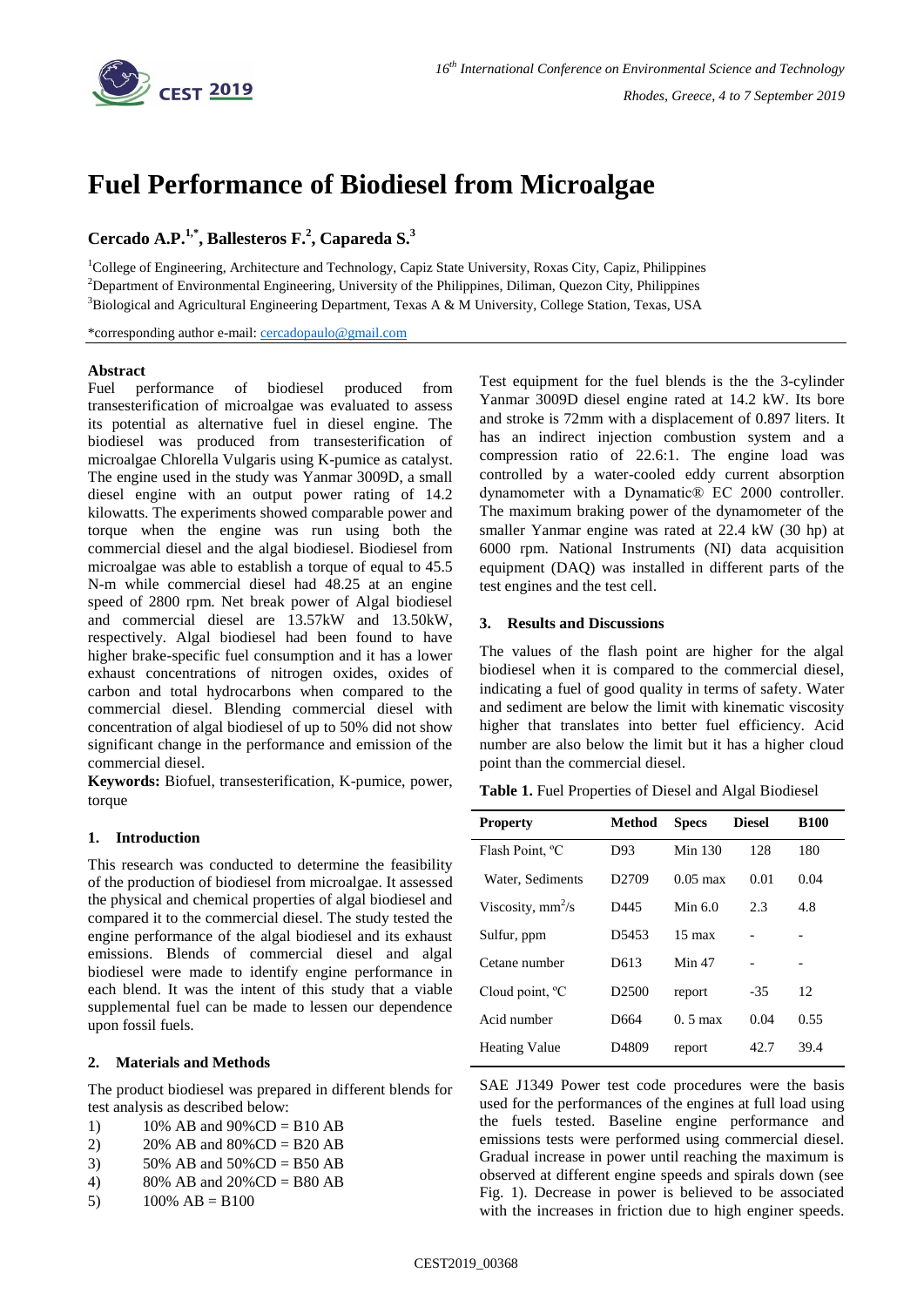# Fuel Performance of Biodiesel from Microalgae

## Cercado A.P.[1,*], Ballesteros F.[2], Capareda S.[3]

[1]College of Engineering, Architecture and Technology, Capiz State University, Roxas City, Capiz, Philippines

[2]Department of Environmental Engineering, University of the Philippines, Diliman, Quezon City, Philippines

[3]Biological and Agricultural Engineering Department, Texas A & M University, College Station, Texas, USA

*corresponding author e-mail: cercadopaulo@gmail.com

**Abstract**

Fuel performance of biodiesel produced from transesterification of microalgae was evaluated to assess its potential as alternative fuel in diesel engine. The biodiesel was produced from transesterification of microalgae Chlorella Vulgaris using K-pumice as catalyst. The engine used in the study was Yanmar 3009D, a small diesel engine with an output power rating of 14.2 kilowatts. The experiments showed comparable power and torque when the engine was run using both the commercial diesel and the algal biodiesel. Biodiesel from microalgae was able to establish a torque of equal to 45.5 N-m while commercial diesel had 48.25 at an engine speed of 2800 rpm. Net break power of Algal biodiesel and commercial diesel are 13.57kW and 13.50kW, respectively. Algal biodiesel had been found to have higher brake-specific fuel consumption and it has a lower exhaust concentrations of nitrogen oxides, oxides of carbon and total hydrocarbons when compared to the commercial diesel. Blending commercial diesel with concentration of algal biodiesel of up to 50% did not show significant change in the performance and emission of the commercial diesel.

**Keywords:** Biofuel, transesterification, K-pumice, power, torque

### 1. Introduction

This research was conducted to determine the feasibility of the production of biodiesel from microalgae. It assessed the physical and chemical properties of algal biodiesel and compared it to the commercial diesel. The study tested the engine performance of the algal biodiesel and its exhaust emissions. Blends of commercial diesel and algal biodiesel were made to identify engine performance in each blend. It was the intent of this study that a viable supplemental fuel can be made to lessen our dependence upon fossil fuels.

### 2. Materials and Methods

The product biodiesel was prepared in different blends for test analysis as described below:

1) 10% AB and 90%CD = B10 AB
2) 20% AB and 80%CD = B20 AB
3) 50% AB and 50%CD = B50 AB
4) 80% AB and 20%CD = B80 AB
5) 100% AB = B100

Test equipment for the fuel blends is the the 3-cylinder Yanmar 3009D diesel engine rated at 14.2 kW. Its bore and stroke is 72mm with a displacement of 0.897 liters. It has an indirect injection combustion system and a compression ratio of 22.6:1. The engine load was controlled by a water-cooled eddy current absorption dynamometer with a Dynamatic® EC 2000 controller. The maximum braking power of the dynamometer of the smaller Yanmar engine was rated at 22.4 kW (30 hp) at 6000 rpm. National Instruments (NI) data acquisition equipment (DAQ) was installed in different parts of the test engines and the test cell.

### 3. Results and Discussions

The values of the flash point are higher for the algal biodiesel when it is compared to the commercial diesel, indicating a fuel of good quality in terms of safety. Water and sediment are below the limit with kinematic viscosity higher that translates into better fuel efficiency. Acid number are also below the limit but it has a higher cloud point than the commercial diesel.

**Table 1.** Fuel Properties of Diesel and Algal Biodiesel

| Property | Method | Specs | Diesel | B100 |
|---|---|---|---|---|
| Flash Point, ºC | D93 | Min 130 | 128 | 180 |
| Water, Sediments | D2709 | 0.05 max | 0.01 | 0.04 |
| Viscosity, $mm^2/s$ | D445 | Min 6.0 | 2.3 | 4.8 |
| Sulfur, ppm | D5453 | 15 max | - | - |
| Cetane number | D613 | Min 47 | - | - |
| Cloud point, ºC | D2500 | report | -35 | 12 |
| Acid number | D664 | 0. 5 max | 0.04 | 0.55 |
| Heating Value | D4809 | report | 42.7 | 39.4 |

SAE J1349 Power test code procedures were the basis used for the performances of the engines at full load using the fuels tested. Baseline engine performance and emissions tests were performed using commercial diesel. Gradual increase in power until reaching the maximum is observed at different engine speeds and spirals down (see Fig. 1). Decrease in power is believed to be associated with the increases in friction due to high enginer speeds.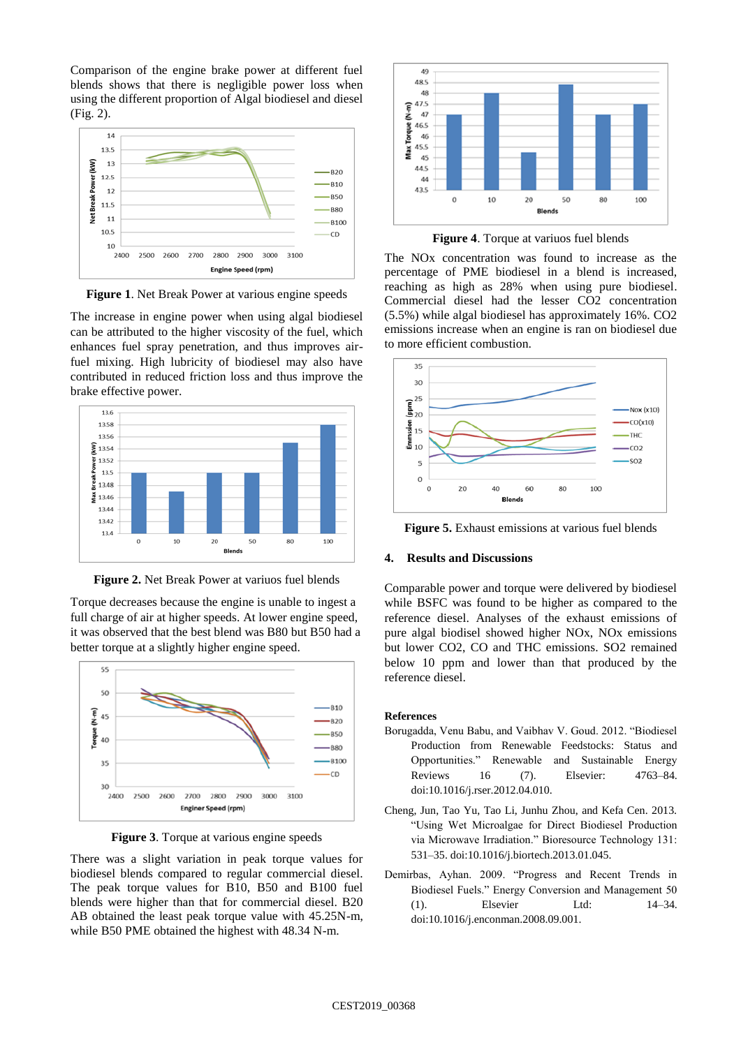Comparison of the engine brake power at different fuel blends shows that there is negligible power loss when using the different proportion of Algal biodiesel and diesel (Fig. 2).

14
13.5
13
12.5
12
11.5
11
10.5
10
Net Break Power (kW)
2400 2500 2600 2700 2800 2900 3000 3100
Engine Speed (rpm)
B20
B10
B50
B80
B100
CD

**Figure 1**. Net Break Power at various engine speeds

The increase in engine power when using algal biodiesel can be attributed to the higher viscosity of the fuel, which enhances fuel spray penetration, and thus improves air-fuel mixing. High lubricity of biodiesel may also have contributed in reduced friction loss and thus improve the brake effective power.

13.6
13.58
13.56
13.54
13.52
13.5
13.48
13.46
13.44
13.42
13.4
Max Break Power (kW)
0 10 20 50 80 100
Blends

**Figure 2.** Net Break Power at variuos fuel blends

Torque decreases because the engine is unable to ingest a full charge of air at higher speeds. At lower engine speed, it was observed that the best blend was B80 but B50 had a better torque at a slightly higher engine speed.

55
50
45
40
35
30
Torque (N-m)
2400 2500 2600 2700 2800 2900 3000 3100
Enginer Speed (rpm)
B10
B20
B50
B80
B100
CD

**Figure 3**. Torque at various engine speeds

There was a slight variation in peak torque values for biodiesel blends compared to regular commercial diesel. The peak torque values for B10, B50 and B100 fuel blends were higher than that for commercial diesel. B20 AB obtained the least peak torque value with 45.25N-m, while B50 PME obtained the highest with 48.34 N-m.

49
48.5
48
47.5
47
46.5
46
45.5
45
44.5
44
43.5
Max Torque (N-m)
0 10 20 50 80 100
Blends

**Figure 4**. Torque at variuos fuel blends

The NOx concentration was found to increase as the percentage of PME biodiesel in a blend is increased, reaching as high as 28% when using pure biodiesel. Commercial diesel had the lesser $CO_2$ concentration (5.5%) while algal biodiesel has approximately 16%. $CO_2$ emissions increase when an engine is ran on biodiesel due to more efficient combustion.

35
30
25
20
15
10
5
0
Emmsion (ppm)
0 20 40 60 80 100
Blends
Nox (x10)
CO(x10)
THC
CO2
SO2

**Figure 5.** Exhaust emissions at various fuel blends

## 4. Results and Discussions

Comparable power and torque were delivered by biodiesel while BSFC was found to be higher as compared to the reference diesel. Analyses of the exhaust emissions of pure algal biodiesel showed higher NOx, NOx emissions but lower $CO_2$, CO and THC emissions. $SO_2$ remained below 10 ppm and lower than that produced by the reference diesel.

### References

Borugadda, Venu Babu, and Vaibhav V. Goud. 2012. "Biodiesel Production from Renewable Feedstocks: Status and Opportunities." Renewable and Sustainable Energy Reviews 16 (7). Elsevier: 4763–84. doi:10.1016/j.rser.2012.04.010.

Cheng, Jun, Tao Yu, Tao Li, Junhu Zhou, and Kefa Cen. 2013. "Using Wet Microalgae for Direct Biodiesel Production via Microwave Irradiation." Bioresource Technology 131: 531–35. doi:10.1016/j.biortech.2013.01.045.

Demirbas, Ayhan. 2009. "Progress and Recent Trends in Biodiesel Fuels." Energy Conversion and Management 50 (1). Elsevier Ltd: 14–34. doi:10.1016/j.enconman.2008.09.001.